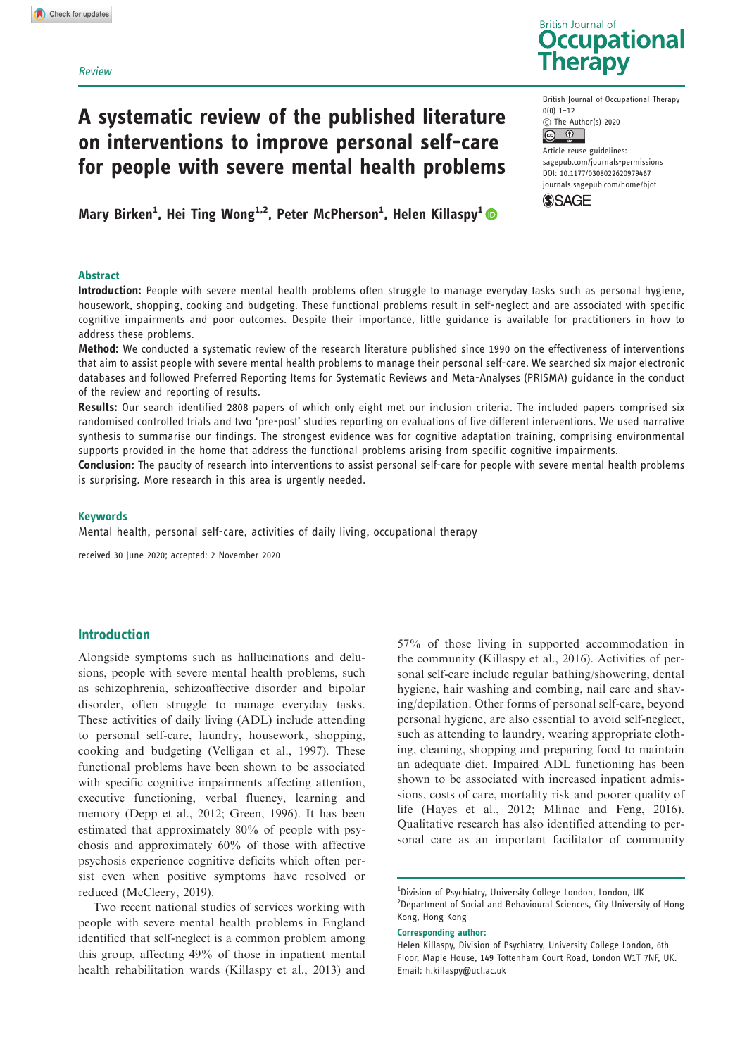Review

# A systematic review of the published literature on interventions to improve personal self-care for people with severe mental health problems

**Mary Birken[1], Hei Ting Wong[1,2], Peter McPherson[1], Helen Killaspy[1]**

## Abstract

**Introduction:** People with severe mental health problems often struggle to manage everyday tasks such as personal hygiene, housework, shopping, cooking and budgeting. These functional problems result in self-neglect and are associated with specific cognitive impairments and poor outcomes. Despite their importance, little guidance is available for practitioners in how to address these problems.

**Method:** We conducted a systematic review of the research literature published since 1990 on the effectiveness of interventions that aim to assist people with severe mental health problems to manage their personal self-care. We searched six major electronic databases and followed Preferred Reporting Items for Systematic Reviews and Meta-Analyses (PRISMA) guidance in the conduct of the review and reporting of results.

**Results:** Our search identified 2808 papers of which only eight met our inclusion criteria. The included papers comprised six randomised controlled trials and two 'pre-post' studies reporting on evaluations of five different interventions. We used narrative synthesis to summarise our findings. The strongest evidence was for cognitive adaptation training, comprising environmental supports provided in the home that address the functional problems arising from specific cognitive impairments.

**Conclusion:** The paucity of research into interventions to assist personal self-care for people with severe mental health problems is surprising. More research in this area is urgently needed.

## Keywords

Mental health, personal self-care, activities of daily living, occupational therapy

received 30 June 2020; accepted: 2 November 2020

## Introduction

Alongside symptoms such as hallucinations and delusions, people with severe mental health problems, such as schizophrenia, schizoaffective disorder and bipolar disorder, often struggle to manage everyday tasks. These activities of daily living (ADL) include attending to personal self-care, laundry, housework, shopping, cooking and budgeting (Velligan et al., 1997). These functional problems have been shown to be associated with specific cognitive impairments affecting attention, executive functioning, verbal fluency, learning and memory (Depp et al., 2012; Green, 1996). It has been estimated that approximately 80% of people with psychosis and approximately 60% of those with affective psychosis experience cognitive deficits which often persist even when positive symptoms have resolved or reduced (McCleery, 2019).

Two recent national studies of services working with people with severe mental health problems in England identified that self-neglect is a common problem among this group, affecting 49% of those in inpatient mental health rehabilitation wards (Killaspy et al., 2013) and 57% of those living in supported accommodation in the community (Killaspy et al., 2016). Activities of personal self-care include regular bathing/showering, dental hygiene, hair washing and combing, nail care and shaving/depilation. Other forms of personal self-care, beyond personal hygiene, are also essential to avoid self-neglect, such as attending to laundry, wearing appropriate clothing, cleaning, shopping and preparing food to maintain an adequate diet. Impaired ADL functioning has been shown to be associated with increased inpatient admissions, costs of care, mortality risk and poorer quality of life (Hayes et al., 2012; Mlinac and Feng, 2016). Qualitative research has also identified attending to personal care as an important facilitator of community

[1]Division of Psychiatry, University College London, London, UK
[2]Department of Social and Behavioural Sciences, City University of Hong Kong, Hong Kong

**Corresponding author:**
Helen Killaspy, Division of Psychiatry, University College London, 6th Floor, Maple House, 149 Tottenham Court Road, London W1T 7NF, UK.
Email: h.killaspy@ucl.ac.uk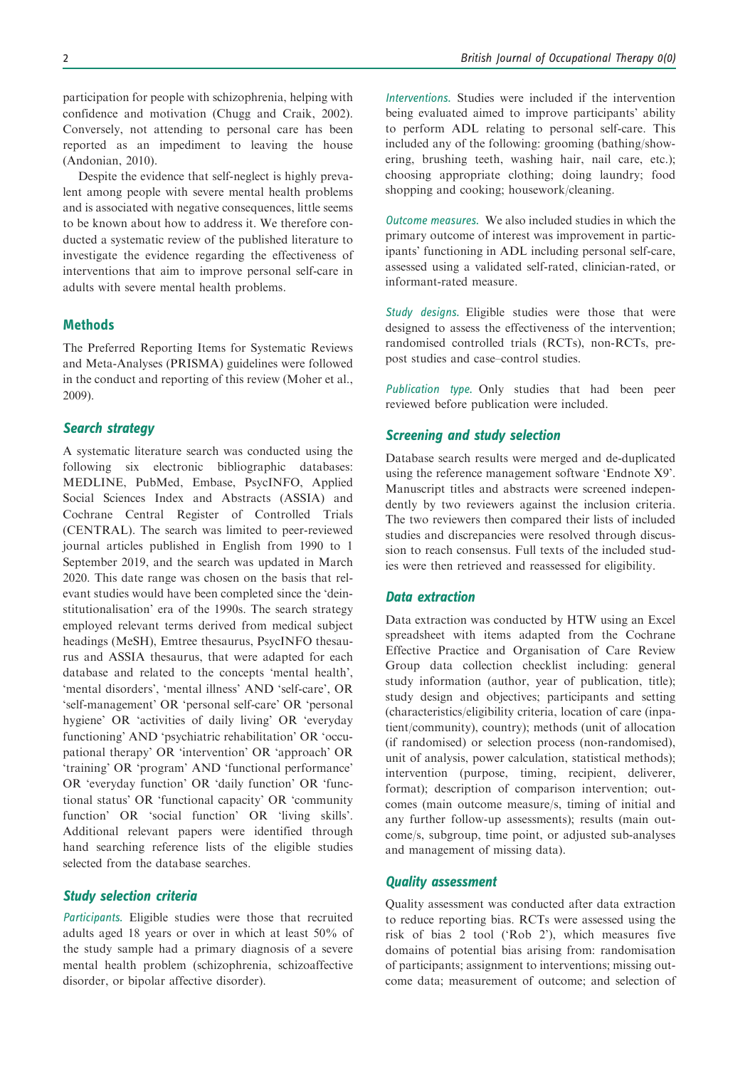participation for people with schizophrenia, helping with confidence and motivation (Chugg and Craik, 2002). Conversely, not attending to personal care has been reported as an impediment to leaving the house (Andonian, 2010).

Despite the evidence that self-neglect is highly prevalent among people with severe mental health problems and is associated with negative consequences, little seems to be known about how to address it. We therefore conducted a systematic review of the published literature to investigate the evidence regarding the effectiveness of interventions that aim to improve personal self-care in adults with severe mental health problems.

## Methods

The Preferred Reporting Items for Systematic Reviews and Meta-Analyses (PRISMA) guidelines were followed in the conduct and reporting of this review (Moher et al., 2009).

### Search strategy

A systematic literature search was conducted using the following six electronic bibliographic databases: MEDLINE, PubMed, Embase, PsycINFO, Applied Social Sciences Index and Abstracts (ASSIA) and Cochrane Central Register of Controlled Trials (CENTRAL). The search was limited to peer-reviewed journal articles published in English from 1990 to 1 September 2019, and the search was updated in March 2020. This date range was chosen on the basis that relevant studies would have been completed since the 'deinstitutionalisation' era of the 1990s. The search strategy employed relevant terms derived from medical subject headings (MeSH), Emtree thesaurus, PsycINFO thesaurus and ASSIA thesaurus, that were adapted for each database and related to the concepts 'mental health', 'mental disorders', 'mental illness' AND 'self-care', OR 'self-management' OR 'personal self-care' OR 'personal hygiene' OR 'activities of daily living' OR 'everyday functioning' AND 'psychiatric rehabilitation' OR 'occupational therapy' OR 'intervention' OR 'approach' OR 'training' OR 'program' AND 'functional performance' OR 'everyday function' OR 'daily function' OR 'functional status' OR 'functional capacity' OR 'community function' OR 'social function' OR 'living skills'. Additional relevant papers were identified through hand searching reference lists of the eligible studies selected from the database searches.

### Study selection criteria

*Participants.* Eligible studies were those that recruited adults aged 18 years or over in which at least 50% of the study sample had a primary diagnosis of a severe mental health problem (schizophrenia, schizoaffective disorder, or bipolar affective disorder).

*Interventions.* Studies were included if the intervention being evaluated aimed to improve participants' ability to perform ADL relating to personal self-care. This included any of the following: grooming (bathing/showering, brushing teeth, washing hair, nail care, etc.); choosing appropriate clothing; doing laundry; food shopping and cooking; housework/cleaning.

*Outcome measures.* We also included studies in which the primary outcome of interest was improvement in participants' functioning in ADL including personal self-care, assessed using a validated self-rated, clinician-rated, or informant-rated measure.

*Study designs.* Eligible studies were those that were designed to assess the effectiveness of the intervention; randomised controlled trials (RCTs), non-RCTs, pre-post studies and case–control studies.

*Publication type.* Only studies that had been peer reviewed before publication were included.

### Screening and study selection

Database search results were merged and de-duplicated using the reference management software 'Endnote X9'. Manuscript titles and abstracts were screened independently by two reviewers against the inclusion criteria. The two reviewers then compared their lists of included studies and discrepancies were resolved through discussion to reach consensus. Full texts of the included studies were then retrieved and reassessed for eligibility.

### Data extraction

Data extraction was conducted by HTW using an Excel spreadsheet with items adapted from the Cochrane Effective Practice and Organisation of Care Review Group data collection checklist including: general study information (author, year of publication, title); study design and objectives; participants and setting (characteristics/eligibility criteria, location of care (inpatient/community), country); methods (unit of allocation (if randomised) or selection process (non-randomised), unit of analysis, power calculation, statistical methods); intervention (purpose, timing, recipient, deliverer, format); description of comparison intervention; outcomes (main outcome measure/s, timing of initial and any further follow-up assessments); results (main outcome/s, subgroup, time point, or adjusted sub-analyses and management of missing data).

### Quality assessment

Quality assessment was conducted after data extraction to reduce reporting bias. RCTs were assessed using the risk of bias 2 tool ('Rob 2'), which measures five domains of potential bias arising from: randomisation of participants; assignment to interventions; missing outcome data; measurement of outcome; and selection of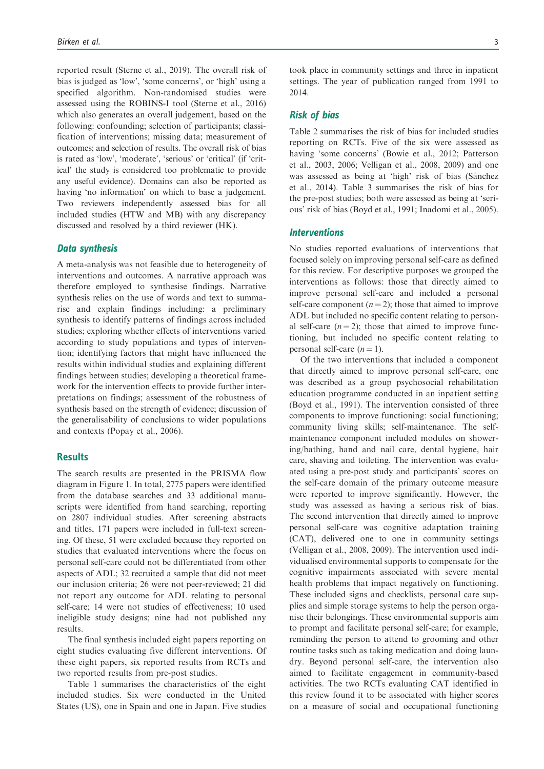reported result (Sterne et al., 2019). The overall risk of bias is judged as 'low', 'some concerns', or 'high' using a specified algorithm. Non-randomised studies were assessed using the ROBINS-I tool (Sterne et al., 2016) which also generates an overall judgement, based on the following: confounding; selection of participants; classification of interventions; missing data; measurement of outcomes; and selection of results. The overall risk of bias is rated as 'low', 'moderate', 'serious' or 'critical' (if 'critical' the study is considered too problematic to provide any useful evidence). Domains can also be reported as having 'no information' on which to base a judgement. Two reviewers independently assessed bias for all included studies (HTW and MB) with any discrepancy discussed and resolved by a third reviewer (HK).

### *Data synthesis*

A meta-analysis was not feasible due to heterogeneity of interventions and outcomes. A narrative approach was therefore employed to synthesise findings. Narrative synthesis relies on the use of words and text to summarise and explain findings including: a preliminary synthesis to identify patterns of findings across included studies; exploring whether effects of interventions varied according to study populations and types of intervention; identifying factors that might have influenced the results within individual studies and explaining different findings between studies; developing a theoretical framework for the intervention effects to provide further interpretations on findings; assessment of the robustness of synthesis based on the strength of evidence; discussion of the generalisability of conclusions to wider populations and contexts (Popay et al., 2006).

## Results

The search results are presented in the PRISMA flow diagram in Figure 1. In total, 2775 papers were identified from the database searches and 33 additional manuscripts were identified from hand searching, reporting on 2807 individual studies. After screening abstracts and titles, 171 papers were included in full-text screening. Of these, 51 were excluded because they reported on studies that evaluated interventions where the focus on personal self-care could not be differentiated from other aspects of ADL; 32 recruited a sample that did not meet our inclusion criteria; 26 were not peer-reviewed; 21 did not report any outcome for ADL relating to personal self-care; 14 were not studies of effectiveness; 10 used ineligible study designs; nine had not published any results.

The final synthesis included eight papers reporting on eight studies evaluating five different interventions. Of these eight papers, six reported results from RCTs and two reported results from pre-post studies.

Table 1 summarises the characteristics of the eight included studies. Six were conducted in the United States (US), one in Spain and one in Japan. Five studies took place in community settings and three in inpatient settings. The year of publication ranged from 1991 to 2014.

### *Risk of bias*

Table 2 summarises the risk of bias for included studies reporting on RCTs. Five of the six were assessed as having 'some concerns' (Bowie et al., 2012; Patterson et al., 2003, 2006; Velligan et al., 2008, 2009) and one was assessed as being at 'high' risk of bias (Sánchez et al., 2014). Table 3 summarises the risk of bias for the pre-post studies; both were assessed as being at 'serious' risk of bias (Boyd et al., 1991; Inadomi et al., 2005).

### *Interventions*

No studies reported evaluations of interventions that focused solely on improving personal self-care as defined for this review. For descriptive purposes we grouped the interventions as follows: those that directly aimed to improve personal self-care and included a personal self-care component ($n = 2$); those that aimed to improve ADL but included no specific content relating to personal self-care ($n = 2$); those that aimed to improve functioning, but included no specific content relating to personal self-care ($n = 1$).

Of the two interventions that included a component that directly aimed to improve personal self-care, one was described as a group psychosocial rehabilitation education programme conducted in an inpatient setting (Boyd et al., 1991). The intervention consisted of three components to improve functioning: social functioning; community living skills; self-maintenance. The self-maintenance component included modules on showering/bathing, hand and nail care, dental hygiene, hair care, shaving and toileting. The intervention was evaluated using a pre-post study and participants' scores on the self-care domain of the primary outcome measure were reported to improve significantly. However, the study was assessed as having a serious risk of bias. The second intervention that directly aimed to improve personal self-care was cognitive adaptation training (CAT), delivered one to one in community settings (Velligan et al., 2008, 2009). The intervention used individualised environmental supports to compensate for the cognitive impairments associated with severe mental health problems that impact negatively on functioning. These included signs and checklists, personal care supplies and simple storage systems to help the person organise their belongings. These environmental supports aim to prompt and facilitate personal self-care; for example, reminding the person to attend to grooming and other routine tasks such as taking medication and doing laundry. Beyond personal self-care, the intervention also aimed to facilitate engagement in community-based activities. The two RCTs evaluating CAT identified in this review found it to be associated with higher scores on a measure of social and occupational functioning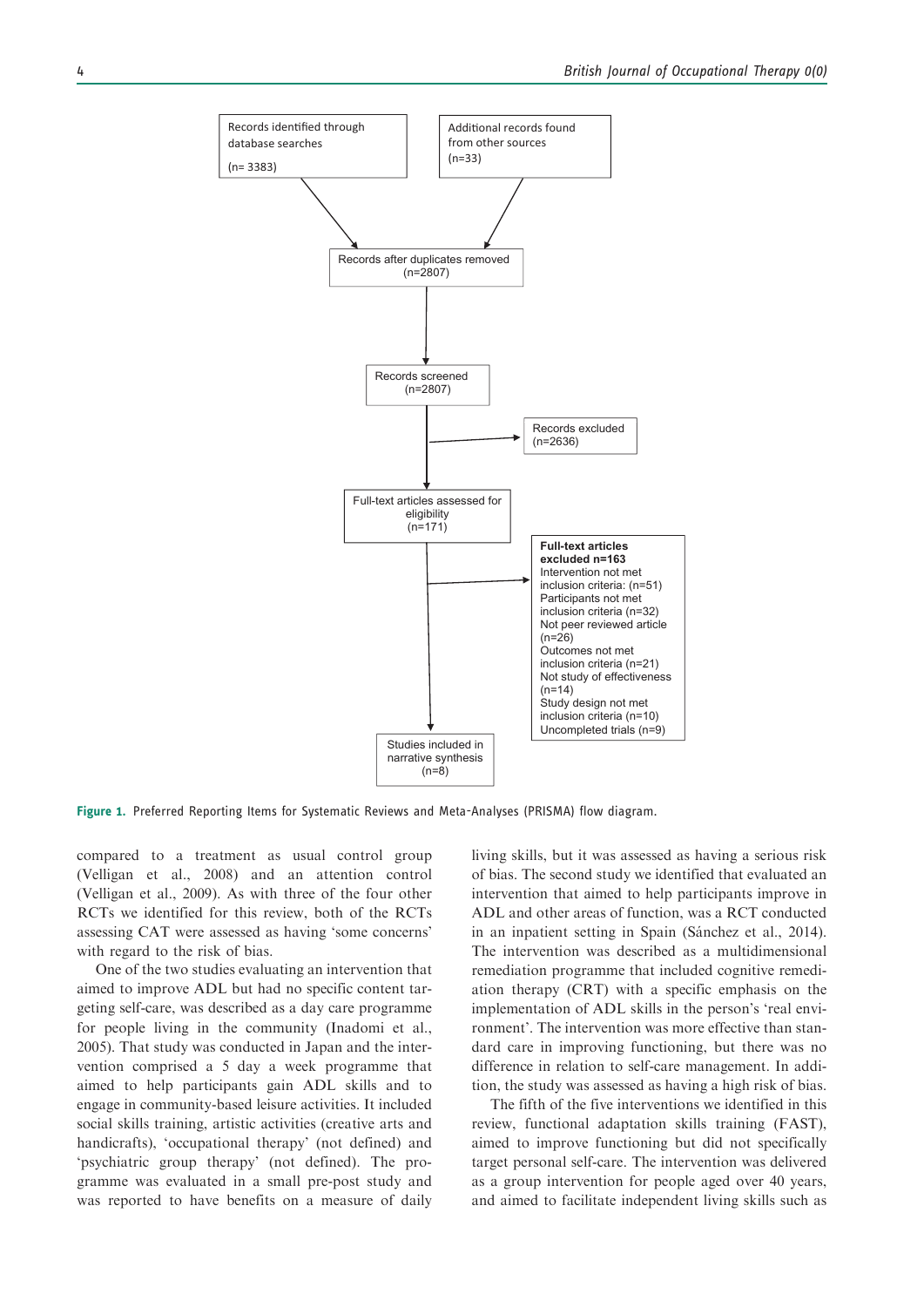Records identified through database searches (n= 3383)

Additional records found from other sources (n=33)

Records after duplicates removed (n=2807)

Records screened (n=2807)

Records excluded (n=2636)

Full-text articles assessed for eligibility (n=171)

**Full-text articles excluded n=163**
Intervention not met inclusion criteria: (n=51)
Participants not met inclusion criteria (n=32)
Not peer reviewed article (n=26)
Outcomes not met inclusion criteria (n=21)
Not study of effectiveness (n=14)
Study design not met inclusion criteria (n=10)
Uncompleted trials (n=9)

Studies included in narrative synthesis (n=8)

**Figure 1.** Preferred Reporting Items for Systematic Reviews and Meta-Analyses (PRISMA) flow diagram.

compared to a treatment as usual control group (Velligan et al., 2008) and an attention control (Velligan et al., 2009). As with three of the four other RCTs we identified for this review, both of the RCTs assessing CAT were assessed as having 'some concerns' with regard to the risk of bias.

One of the two studies evaluating an intervention that aimed to improve ADL but had no specific content targeting self-care, was described as a day care programme for people living in the community (Inadomi et al., 2005). That study was conducted in Japan and the intervention comprised a 5 day a week programme that aimed to help participants gain ADL skills and to engage in community-based leisure activities. It included social skills training, artistic activities (creative arts and handicrafts), 'occupational therapy' (not defined) and 'psychiatric group therapy' (not defined). The programme was evaluated in a small pre-post study and was reported to have benefits on a measure of daily living skills, but it was assessed as having a serious risk of bias. The second study we identified that evaluated an intervention that aimed to help participants improve in ADL and other areas of function, was a RCT conducted in an inpatient setting in Spain (Sánchez et al., 2014). The intervention was described as a multidimensional remediation programme that included cognitive remediation therapy (CRT) with a specific emphasis on the implementation of ADL skills in the person's 'real environment'. The intervention was more effective than standard care in improving functioning, but there was no difference in relation to self-care management. In addition, the study was assessed as having a high risk of bias.

The fifth of the five interventions we identified in this review, functional adaptation skills training (FAST), aimed to improve functioning but did not specifically target personal self-care. The intervention was delivered as a group intervention for people aged over 40 years, and aimed to facilitate independent living skills such as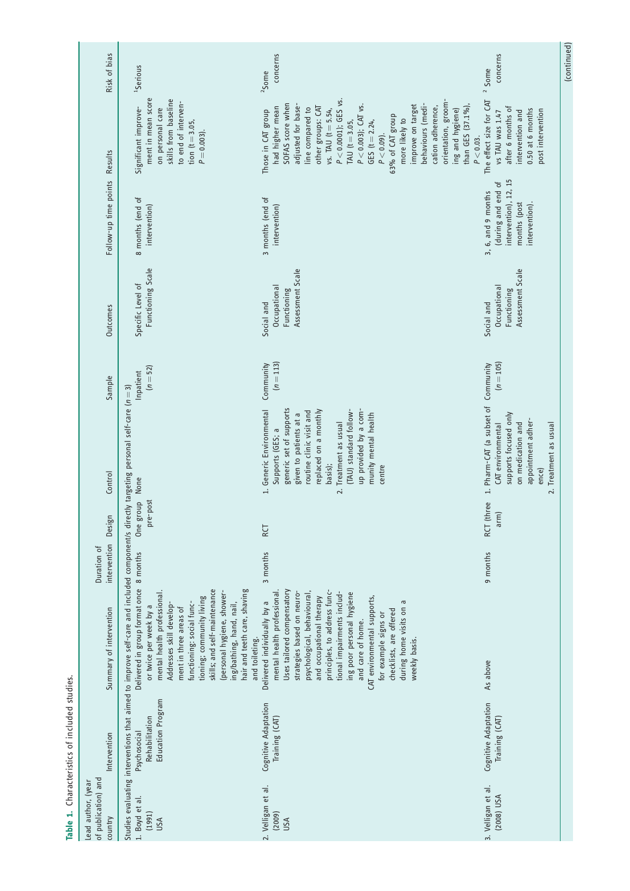**Table 1.** Characteristics of included studies.

| Lead author, (year of publication) and country | Intervention | Summary of intervention | Duration of intervention | Design | Control | Sample | Outcomes | Follow-up time points | Results | Risk of bias |
|---|---|---|---|---|---|---|---|---|---|---|
| Studies evaluating interventions that aimed to improve self-care and included component/s directly targeting personal self-care ($n = 3$) | | | | | | | | | | |
| 1. Boyd et al. (1991) USA | Psychosocial Rehabilitation Education Program | Delivered in group format once or twice per week by a mental health professional. Addresses skill development in three areas of functioning: social functioning; community living skills; and self-maintenance (personal hygiene, showering/bathing, hand, nail, hair and teeth care, shaving and toileting. | 8 months | One group pre-post | None | Inpatient ($n = 52$) | Specific Level of Functioning Scale | 8 months (end of intervention) | Significant improvement in mean score on personal care skills from baseline to end of intervention ($t = 3.05$, $P = 0.003$). | [1]Serious |
| 2. Velligan et al. (2009) USA | Cognitive Adaptation Training (CAT) | Delivered individually by a mental health professional. Uses tailored compensatory strategies based on neuropsychological, behavioural, and occupational therapy principles, to address functional impairments including poor personal hygiene and care of home. CAT environmental supports, for example signs or checklists, are offered during home visits on a weekly basis. | 3 months | RCT | 1. Generic Environmental Supports (GES; a generic set of supports given to patients at a routine clinic visit and replaced on a monthly basis); 2. Treatment as usual (TAU) standard follow-up provided by a community mental health centre | Community ($n = 113$) | Social and Occupational Functioning Assessment Scale | 3 months (end of intervention) | Those in CAT group had higher mean SOFAS score when adjusted for baseline compared to other groups: CAT vs. TAU ($t = 5.54$, $P < 0.0001$); GES vs. TAU ($t = 3.05$, $P < 0.003$); CAT vs. GES ($t = 2.24$, $P < 0.09$). 63% of CAT group more likely to improve on target behaviours (medication adherence, orientation, grooming and hygiene) than GES (37.1%), $P < 0.03$. | [2]Some concerns |
| 3. Velligan et al. (2008) USA | Cognitive Adaptation Training (CAT) | As above | 9 months | RCT (three arm) | 1. Pharm-CAT (a subset of CAT environmental supports focused only on medication and appointment adherence) 2. Treatment as usual | Community ($n = 105$) | Social and Occupational Functioning Assessment Scale | 3, 6, and 9 months (during and end of intervention), 12, 15 months (post intervention). | The effect size for CAT vs TAU was 1.47 after 6 months of intervention and 0.50 at 6 months post intervention | [2] Some concerns |

(continued)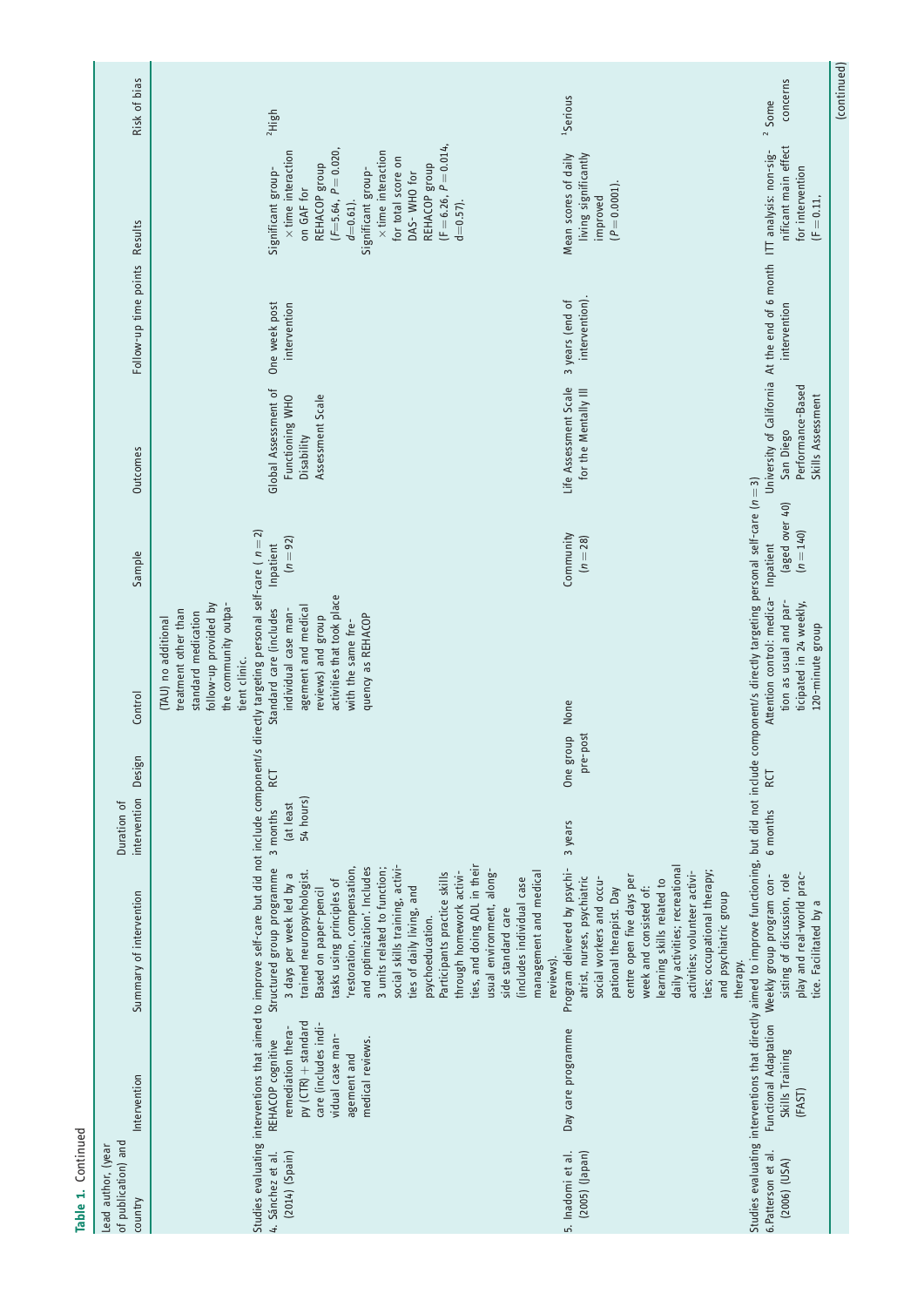**Table 1.** Continued

| Lead author, (year of publication) and country | Intervention | Summary of intervention | Duration of intervention | Design | Control | Sample | Outcomes | Follow-up time points | Results | Risk of bias |
|---|---|---|---|---|---|---|---|---|---|---|
| | | | | | (TAU) no additional treatment other than standard medication follow-up provided by the community outpatient clinic. | | | | | |
| Studies evaluating interventions that aimed to improve self-care but did not include component/s directly targeting personal self-care ( $n=2$) | | | | | | | | | | |
| 4. Sánchez et al. (2014) (Spain) | REHACOP cognitive remediation therapy (CTR) + standard care (includes individual case management and medical reviews. | Structured group programme 3 days per week led by a trained neuropsychologist. Based on paper-pencil tasks using principles of 'restoration, compensation, and optimization'. Includes 3 units related to function; social skills training, activities of daily living, and psychoeducation. Participants practice skills through homework activities, and doing ADL in their usual environment, alongside standard care (includes individual case management and medical reviews). | 3 months (at least 54 hours) | RCT | Standard care (includes individual case management and medical reviews) and group activities that took place with the same frequency as REHACOP | Inpatient ($n=92$) | Global Assessment of Functioning WHO Disability Assessment Scale | One week post intervention | Significant group- × time interaction on GAF for REHACOP group ($F=5.64$, $P=0.020$, $d=0.61$). Significant group- × time interaction for total score on DAS- WHO for REHACOP group ($F=6.26$, $P=0.014$, $d=0.57$). | [2]High |
| 5. Inadomi et al. (2005) (Japan) | Day care programme | Program delivered by psychiatrist, nurses, psychiatric social workers and occupational therapist. Day centre open five days per week and consisted of: learning skills related to daily activities; recreational activities; volunteer activities; occupational therapy; and psychiatric group therapy. | 3 years | One group pre-post | None | Community ($n=28$) | Life Assessment Scale for the Mentally III | 3 years (end of intervention). | Mean scores of daily living significantly improved ($P=0.0001$). | [1]Serious |
| Studies evaluating interventions that directly aimed to improve functioning, but did not include component/s directly targeting personal self-care ($n=3$) | | | | | | | | | | |
| 6. Patterson et al. (2006) (USA) | Functional Adaptation Skills Training (FAST) | Weekly group program consisting of discussion, role play and real-world practice. Facilitated by a | 6 months | RCT | Attention control: medication as usual and participated in 24 weekly, 120-minute group | Inpatient (aged over 40) ($n=140$) | University of California San Diego Performance-Based Skills Assessment | At the end of 6 month intervention | ITT analysis: non-significant main effect for intervention ($F=0.11$, | [2] Some concerns |

(continued)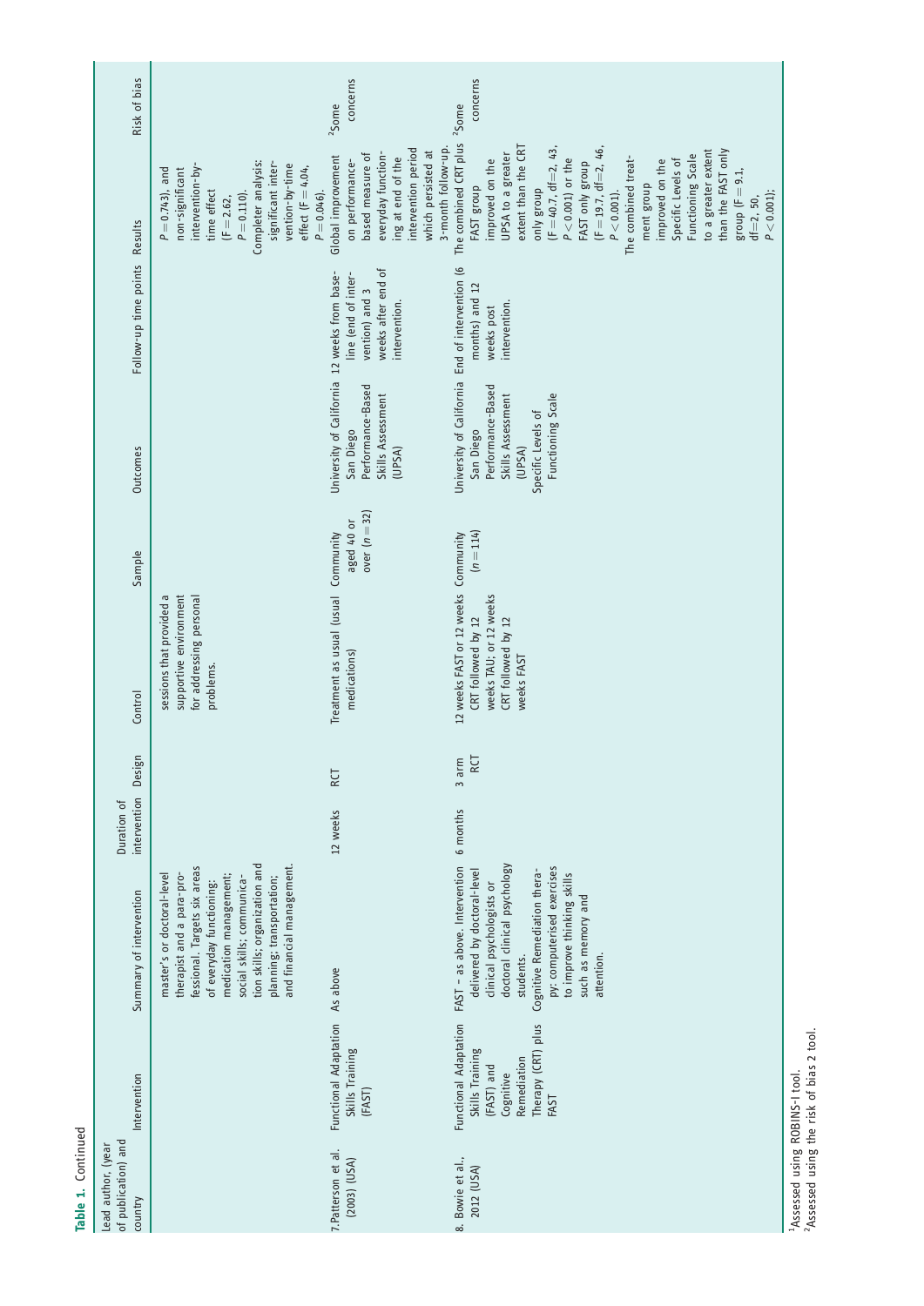**Table 1.** Continued

| Lead author, (year of publication) and country | Intervention | Summary of intervention | Duration of intervention | Design | Control | Sample | Outcomes | Follow-up time points | Results | Risk of bias |
|---|---|---|---|---|---|---|---|---|---|---|
| | | master's or doctoral-level therapist and a para-professional. Targets six areas of everyday functioning: medication management; social skills; communication skills; organization and planning; transportation; and financial management. | | | sessions that provided a supportive environment for addressing personal problems. | | | | $P = 0.743$), and non-significant intervention-by-time effect ($F = 2.62$, $P = 0.110$). Completer analysis: significant intervention-by-time effect ($F = 4.04$, $P = 0.046$). | |
| 7.Patterson et al. (2003) (USA) | Functional Adaptation Skills Training (FAST) | As above | 12 weeks | RCT | Treatment as usual (usual medications) | Community aged 40 or over ($n = 32$) | University of California San Diego Performance-Based Skills Assessment (UPSA) | 12 weeks from baseline (end of intervention) and 3 weeks after end of intervention. | Global improvement on performance-based measure of everyday functioning at end of the intervention period which persisted at 3-month follow-up. | [2]Some concerns |
| 8. Bowie et al., 2012 (USA) | Functional Adaptation Skills Training (FAST) and Cognitive Remediation Therapy (CRT) plus FAST | FAST – as above. Intervention delivered by doctoral-level clinical psychologists or doctoral clinical psychology students. Cognitive Remediation therapy: computerised exercises to improve thinking skills such as memory and attention. | 6 months | 3 arm RCT | 12 weeks FAST or 12 weeks CRT followed by 12 weeks TAU; or 12 weeks CRT followed by 12 weeks FAST | Community ($n = 114$) | University of California San Diego Performance-Based Skills Assessment (UPSA) Specific Levels of Functioning Scale | End of intervention (6 months) and 12 weeks post intervention. | The combined CRT plus FAST group improved on the UPSA to a greater extent than the CRT only group ($F = 40.7$, $df = 2, 43$, $P < 0.001$) or the FAST only group ($F = 19.7$, $df = 2, 46$, $P < 0.001$). The combined treatment group improved on the Specific Levels of Functioning Scale to a greater extent than the FAST only group ($F = 9.1$, $df = 2, 50$, $P < 0.001$); | [2]Some concerns |

[1]Assessed using ROBINS-I tool.
[2]Assessed using the risk of bias 2 tool.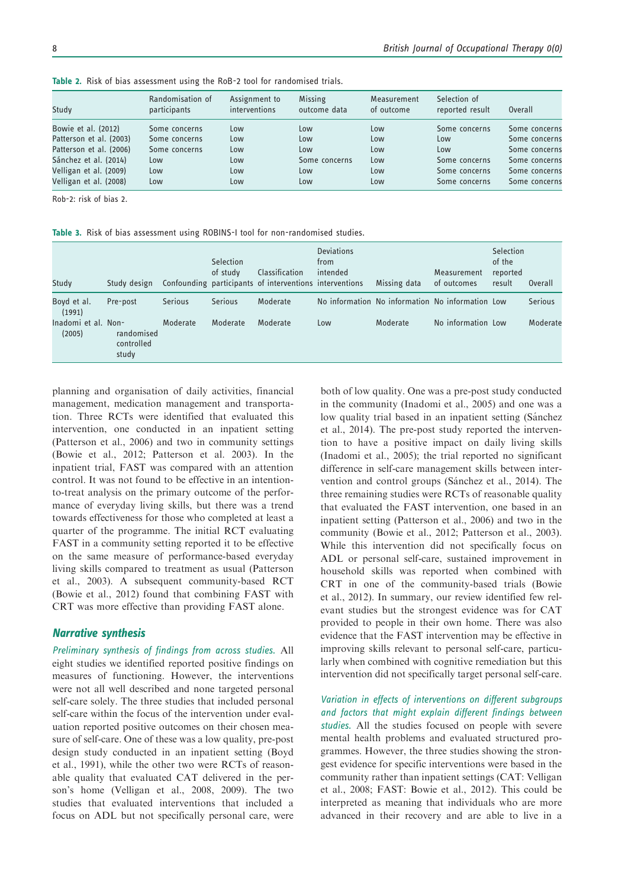**Table 2.** Risk of bias assessment using the RoB-2 tool for randomised trials.

| Study | Randomisation of participants | Assignment to interventions | Missing outcome data | Measurement of outcome | Selection of reported result | Overall |
|---|---|---|---|---|---|---|
| Bowie et al. (2012) | Some concerns | Low | Low | Low | Some concerns | Some concerns |
| Patterson et al. (2003) | Some concerns | Low | Low | Low | Low | Some concerns |
| Patterson et al. (2006) | Some concerns | Low | Low | Low | Low | Some concerns |
| Sánchez et al. (2014) | Low | Low | Some concerns | Low | Some concerns | Some concerns |
| Velligan et al. (2009) | Low | Low | Low | Low | Some concerns | Some concerns |
| Velligan et al. (2008) | Low | Low | Low | Low | Some concerns | Some concerns |

Rob-2: risk of bias 2.

**Table 3.** Risk of bias assessment using ROBINS-I tool for non-randomised studies.

| Study | Study design | Confounding | Selection of study participants | Classification of interventions | Deviations from intended interventions | Missing data | Measurement of outcomes | Selection of the reported result | Overall |
|---|---|---|---|---|---|---|---|---|---|
| Boyd et al. (1991) | Pre-post | Serious | Serious | Moderate | No information | No information | No information | Low | Serious |
| Inadomi et al. (2005) | Non-randomised controlled study | Moderate | Moderate | Moderate | Low | Moderate | No information | Low | Moderate |

planning and organisation of daily activities, financial management, medication management and transportation. Three RCTs were identified that evaluated this intervention, one conducted in an inpatient setting (Patterson et al., 2006) and two in community settings (Bowie et al., 2012; Patterson et al. 2003). In the inpatient trial, FAST was compared with an attention control. It was not found to be effective in an intention-to-treat analysis on the primary outcome of the performance of everyday living skills, but there was a trend towards effectiveness for those who completed at least a quarter of the programme. The initial RCT evaluating FAST in a community setting reported it to be effective on the same measure of performance-based everyday living skills compared to treatment as usual (Patterson et al., 2003). A subsequent community-based RCT (Bowie et al., 2012) found that combining FAST with CRT was more effective than providing FAST alone.

## Narrative synthesis

*Preliminary synthesis of findings from across studies.* All eight studies we identified reported positive findings on measures of functioning. However, the interventions were not all well described and none targeted personal self-care solely. The three studies that included personal self-care within the focus of the intervention under evaluation reported positive outcomes on their chosen measure of self-care. One of these was a low quality, pre-post design study conducted in an inpatient setting (Boyd et al., 1991), while the other two were RCTs of reasonable quality that evaluated CAT delivered in the person's home (Velligan et al., 2008, 2009). The two studies that evaluated interventions that included a focus on ADL but not specifically personal care, were both of low quality. One was a pre-post study conducted in the community (Inadomi et al., 2005) and one was a low quality trial based in an inpatient setting (Sánchez et al., 2014). The pre-post study reported the intervention to have a positive impact on daily living skills (Inadomi et al., 2005); the trial reported no significant difference in self-care management skills between intervention and control groups (Sánchez et al., 2014). The three remaining studies were RCTs of reasonable quality that evaluated the FAST intervention, one based in an inpatient setting (Patterson et al., 2006) and two in the community (Bowie et al., 2012; Patterson et al., 2003). While this intervention did not specifically focus on ADL or personal self-care, sustained improvement in household skills was reported when combined with CRT in one of the community-based trials (Bowie et al., 2012). In summary, our review identified few relevant studies but the strongest evidence was for CAT provided to people in their own home. There was also evidence that the FAST intervention may be effective in improving skills relevant to personal self-care, particularly when combined with cognitive remediation but this intervention did not specifically target personal self-care.

*Variation in effects of interventions on different subgroups and factors that might explain different findings between studies.* All the studies focused on people with severe mental health problems and evaluated structured programmes. However, the three studies showing the strongest evidence for specific interventions were based in the community rather than inpatient settings (CAT: Velligan et al., 2008; FAST: Bowie et al., 2012). This could be interpreted as meaning that individuals who are more advanced in their recovery and are able to live in a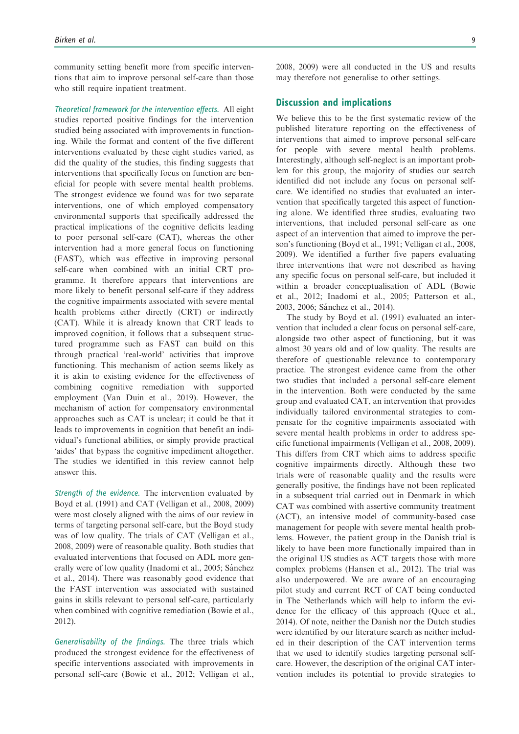community setting benefit more from specific interventions that aim to improve personal self-care than those who still require inpatient treatment.

*Theoretical framework for the intervention effects.* All eight studies reported positive findings for the intervention studied being associated with improvements in functioning. While the format and content of the five different interventions evaluated by these eight studies varied, as did the quality of the studies, this finding suggests that interventions that specifically focus on function are beneficial for people with severe mental health problems. The strongest evidence we found was for two separate interventions, one of which employed compensatory environmental supports that specifically addressed the practical implications of the cognitive deficits leading to poor personal self-care (CAT), whereas the other intervention had a more general focus on functioning (FAST), which was effective in improving personal self-care when combined with an initial CRT programme. It therefore appears that interventions are more likely to benefit personal self-care if they address the cognitive impairments associated with severe mental health problems either directly (CRT) or indirectly (CAT). While it is already known that CRT leads to improved cognition, it follows that a subsequent structured programme such as FAST can build on this through practical 'real-world' activities that improve functioning. This mechanism of action seems likely as it is akin to existing evidence for the effectiveness of combining cognitive remediation with supported employment (Van Duin et al., 2019). However, the mechanism of action for compensatory environmental approaches such as CAT is unclear; it could be that it leads to improvements in cognition that benefit an individual's functional abilities, or simply provide practical 'aides' that bypass the cognitive impediment altogether. The studies we identified in this review cannot help answer this.

*Strength of the evidence.* The intervention evaluated by Boyd et al. (1991) and CAT (Velligan et al., 2008, 2009) were most closely aligned with the aims of our review in terms of targeting personal self-care, but the Boyd study was of low quality. The trials of CAT (Velligan et al., 2008, 2009) were of reasonable quality. Both studies that evaluated interventions that focused on ADL more generally were of low quality (Inadomi et al., 2005; Sánchez et al., 2014). There was reasonably good evidence that the FAST intervention was associated with sustained gains in skills relevant to personal self-care, particularly when combined with cognitive remediation (Bowie et al., 2012).

*Generalisability of the findings.* The three trials which produced the strongest evidence for the effectiveness of specific interventions associated with improvements in personal self-care (Bowie et al., 2012; Velligan et al., 2008, 2009) were all conducted in the US and results may therefore not generalise to other settings.

## Discussion and implications

We believe this to be the first systematic review of the published literature reporting on the effectiveness of interventions that aimed to improve personal self-care for people with severe mental health problems. Interestingly, although self-neglect is an important problem for this group, the majority of studies our search identified did not include any focus on personal self-care. We identified no studies that evaluated an intervention that specifically targeted this aspect of functioning alone. We identified three studies, evaluating two interventions, that included personal self-care as one aspect of an intervention that aimed to improve the person's functioning (Boyd et al., 1991; Velligan et al., 2008, 2009). We identified a further five papers evaluating three interventions that were not described as having any specific focus on personal self-care, but included it within a broader conceptualisation of ADL (Bowie et al., 2012; Inadomi et al., 2005; Patterson et al., 2003, 2006; Sánchez et al., 2014).

The study by Boyd et al. (1991) evaluated an intervention that included a clear focus on personal self-care, alongside two other aspect of functioning, but it was almost 30 years old and of low quality. The results are therefore of questionable relevance to contemporary practice. The strongest evidence came from the other two studies that included a personal self-care element in the intervention. Both were conducted by the same group and evaluated CAT, an intervention that provides individually tailored environmental strategies to compensate for the cognitive impairments associated with severe mental health problems in order to address specific functional impairments (Velligan et al., 2008, 2009). This differs from CRT which aims to address specific cognitive impairments directly. Although these two trials were of reasonable quality and the results were generally positive, the findings have not been replicated in a subsequent trial carried out in Denmark in which CAT was combined with assertive community treatment (ACT), an intensive model of community-based case management for people with severe mental health problems. However, the patient group in the Danish trial is likely to have been more functionally impaired than in the original US studies as ACT targets those with more complex problems (Hansen et al., 2012). The trial was also underpowered. We are aware of an encouraging pilot study and current RCT of CAT being conducted in The Netherlands which will help to inform the evidence for the efficacy of this approach (Quee et al., 2014). Of note, neither the Danish nor the Dutch studies were identified by our literature search as neither included in their description of the CAT intervention terms that we used to identify studies targeting personal self-care. However, the description of the original CAT intervention includes its potential to provide strategies to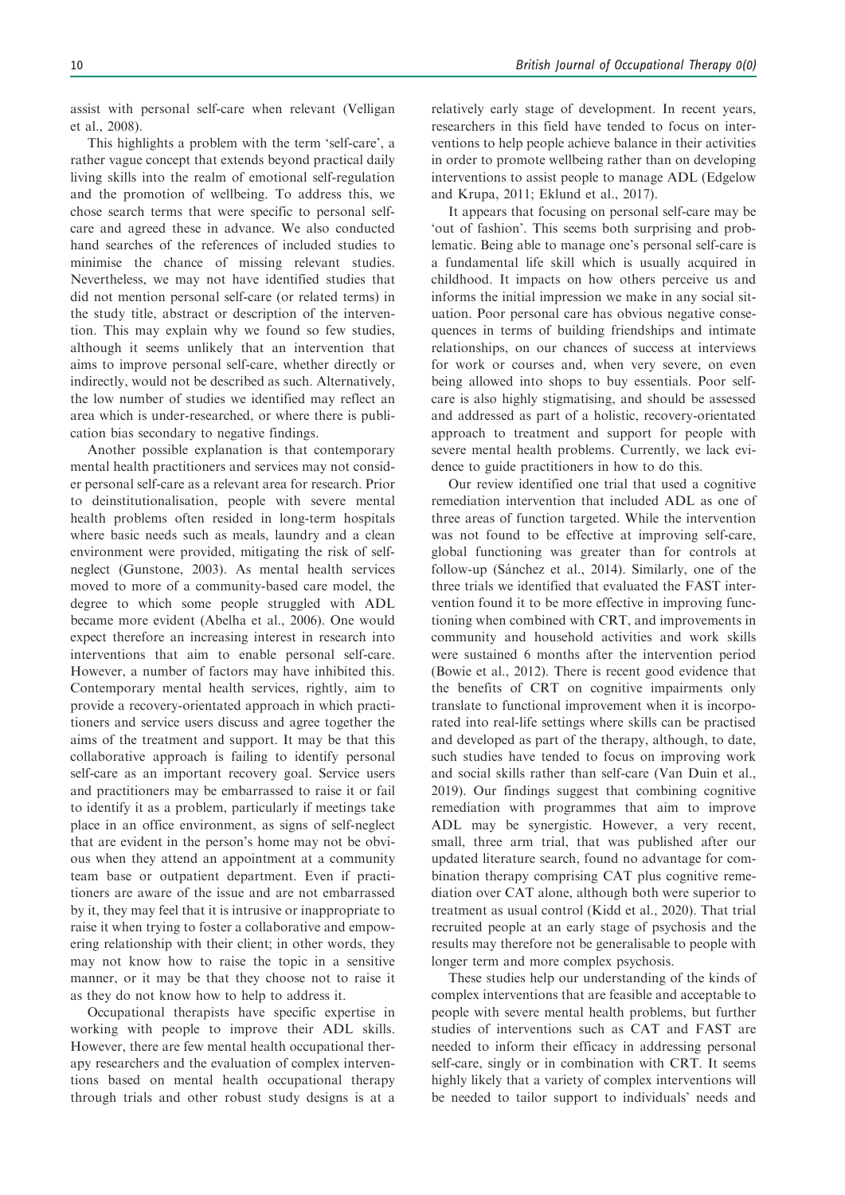assist with personal self-care when relevant (Velligan et al., 2008).

This highlights a problem with the term 'self-care', a rather vague concept that extends beyond practical daily living skills into the realm of emotional self-regulation and the promotion of wellbeing. To address this, we chose search terms that were specific to personal self-care and agreed these in advance. We also conducted hand searches of the references of included studies to minimise the chance of missing relevant studies. Nevertheless, we may not have identified studies that did not mention personal self-care (or related terms) in the study title, abstract or description of the intervention. This may explain why we found so few studies, although it seems unlikely that an intervention that aims to improve personal self-care, whether directly or indirectly, would not be described as such. Alternatively, the low number of studies we identified may reflect an area which is under-researched, or where there is publication bias secondary to negative findings.

Another possible explanation is that contemporary mental health practitioners and services may not consider personal self-care as a relevant area for research. Prior to deinstitutionalisation, people with severe mental health problems often resided in long-term hospitals where basic needs such as meals, laundry and a clean environment were provided, mitigating the risk of self-neglect (Gunstone, 2003). As mental health services moved to more of a community-based care model, the degree to which some people struggled with ADL became more evident (Abelha et al., 2006). One would expect therefore an increasing interest in research into interventions that aim to enable personal self-care. However, a number of factors may have inhibited this. Contemporary mental health services, rightly, aim to provide a recovery-orientated approach in which practitioners and service users discuss and agree together the aims of the treatment and support. It may be that this collaborative approach is failing to identify personal self-care as an important recovery goal. Service users and practitioners may be embarrassed to raise it or fail to identify it as a problem, particularly if meetings take place in an office environment, as signs of self-neglect that are evident in the person's home may not be obvious when they attend an appointment at a community team base or outpatient department. Even if practitioners are aware of the issue and are not embarrassed by it, they may feel that it is intrusive or inappropriate to raise it when trying to foster a collaborative and empowering relationship with their client; in other words, they may not know how to raise the topic in a sensitive manner, or it may be that they choose not to raise it as they do not know how to help to address it.

Occupational therapists have specific expertise in working with people to improve their ADL skills. However, there are few mental health occupational therapy researchers and the evaluation of complex interventions based on mental health occupational therapy through trials and other robust study designs is at a relatively early stage of development. In recent years, researchers in this field have tended to focus on interventions to help people achieve balance in their activities in order to promote wellbeing rather than on developing interventions to assist people to manage ADL (Edgelow and Krupa, 2011; Eklund et al., 2017).

It appears that focusing on personal self-care may be 'out of fashion'. This seems both surprising and problematic. Being able to manage one's personal self-care is a fundamental life skill which is usually acquired in childhood. It impacts on how others perceive us and informs the initial impression we make in any social situation. Poor personal care has obvious negative consequences in terms of building friendships and intimate relationships, on our chances of success at interviews for work or courses and, when very severe, on even being allowed into shops to buy essentials. Poor self-care is also highly stigmatising, and should be assessed and addressed as part of a holistic, recovery-orientated approach to treatment and support for people with severe mental health problems. Currently, we lack evidence to guide practitioners in how to do this.

Our review identified one trial that used a cognitive remediation intervention that included ADL as one of three areas of function targeted. While the intervention was not found to be effective at improving self-care, global functioning was greater than for controls at follow-up (Sánchez et al., 2014). Similarly, one of the three trials we identified that evaluated the FAST intervention found it to be more effective in improving functioning when combined with CRT, and improvements in community and household activities and work skills were sustained 6 months after the intervention period (Bowie et al., 2012). There is recent good evidence that the benefits of CRT on cognitive impairments only translate to functional improvement when it is incorporated into real-life settings where skills can be practised and developed as part of the therapy, although, to date, such studies have tended to focus on improving work and social skills rather than self-care (Van Duin et al., 2019). Our findings suggest that combining cognitive remediation with programmes that aim to improve ADL may be synergistic. However, a very recent, small, three arm trial, that was published after our updated literature search, found no advantage for combination therapy comprising CAT plus cognitive remediation over CAT alone, although both were superior to treatment as usual control (Kidd et al., 2020). That trial recruited people at an early stage of psychosis and the results may therefore not be generalisable to people with longer term and more complex psychosis.

These studies help our understanding of the kinds of complex interventions that are feasible and acceptable to people with severe mental health problems, but further studies of interventions such as CAT and FAST are needed to inform their efficacy in addressing personal self-care, singly or in combination with CRT. It seems highly likely that a variety of complex interventions will be needed to tailor support to individuals' needs and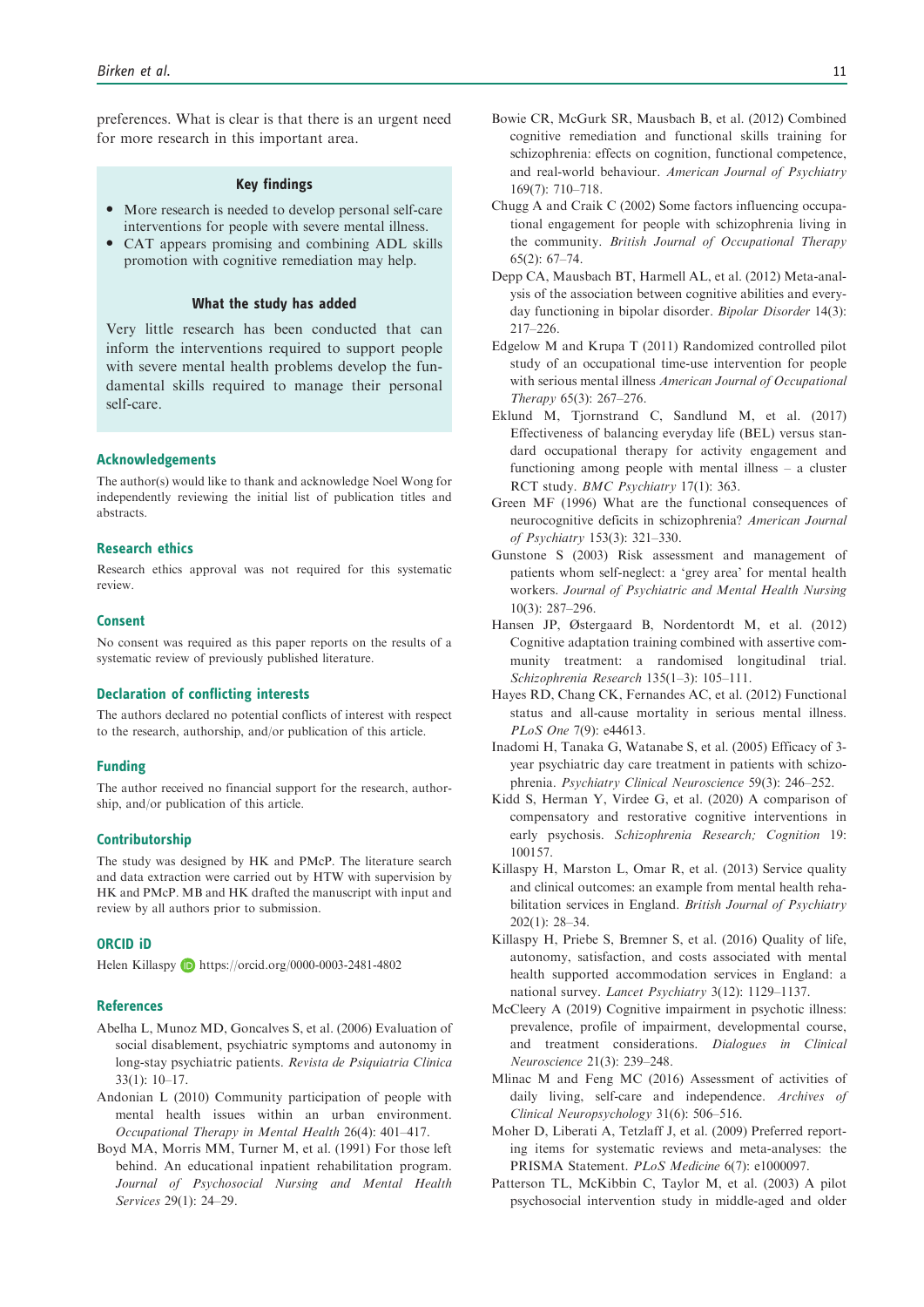preferences. What is clear is that there is an urgent need for more research in this important area.

> **Key findings**
>
> - More research is needed to develop personal self-care interventions for people with severe mental illness.
> - CAT appears promising and combining ADL skills promotion with cognitive remediation may help.
>
> **What the study has added**
>
> Very little research has been conducted that can inform the interventions required to support people with severe mental health problems develop the fundamental skills required to manage their personal self-care.

## Acknowledgements

The author(s) would like to thank and acknowledge Noel Wong for independently reviewing the initial list of publication titles and abstracts.

## Research ethics

Research ethics approval was not required for this systematic review.

## Consent

No consent was required as this paper reports on the results of a systematic review of previously published literature.

## Declaration of conflicting interests

The authors declared no potential conflicts of interest with respect to the research, authorship, and/or publication of this article.

## Funding

The author received no financial support for the research, authorship, and/or publication of this article.

## Contributorship

The study was designed by HK and PMcP. The literature search and data extraction were carried out by HTW with supervision by HK and PMcP. MB and HK drafted the manuscript with input and review by all authors prior to submission.

## ORCID iD

Helen Killaspy https://orcid.org/0000-0003-2481-4802

## References

Abelha L, Munoz MD, Goncalves S, et al. (2006) Evaluation of social disablement, psychiatric symptoms and autonomy in long-stay psychiatric patients. *Revista de Psiquiatria Clinica* 33(1): 10–17.

Andonian L (2010) Community participation of people with mental health issues within an urban environment. *Occupational Therapy in Mental Health* 26(4): 401–417.

Boyd MA, Morris MM, Turner M, et al. (1991) For those left behind. An educational inpatient rehabilitation program. *Journal of Psychosocial Nursing and Mental Health Services* 29(1): 24–29.

Bowie CR, McGurk SR, Mausbach B, et al. (2012) Combined cognitive remediation and functional skills training for schizophrenia: effects on cognition, functional competence, and real-world behaviour. *American Journal of Psychiatry* 169(7): 710–718.

Chugg A and Craik C (2002) Some factors influencing occupational engagement for people with schizophrenia living in the community. *British Journal of Occupational Therapy* 65(2): 67–74.

Depp CA, Mausbach BT, Harmell AL, et al. (2012) Meta-analysis of the association between cognitive abilities and everyday functioning in bipolar disorder. *Bipolar Disorder* 14(3): 217–226.

Edgelow M and Krupa T (2011) Randomized controlled pilot study of an occupational time-use intervention for people with serious mental illness *American Journal of Occupational Therapy* 65(3): 267–276.

Eklund M, Tjornstrand C, Sandlund M, et al. (2017) Effectiveness of balancing everyday life (BEL) versus standard occupational therapy for activity engagement and functioning among people with mental illness – a cluster RCT study. *BMC Psychiatry* 17(1): 363.

Green MF (1996) What are the functional consequences of neurocognitive deficits in schizophrenia? *American Journal of Psychiatry* 153(3): 321–330.

Gunstone S (2003) Risk assessment and management of patients whom self-neglect: a 'grey area' for mental health workers. *Journal of Psychiatric and Mental Health Nursing* 10(3): 287–296.

Hansen JP, Østergaard B, Nordentordt M, et al. (2012) Cognitive adaptation training combined with assertive community treatment: a randomised longitudinal trial. *Schizophrenia Research* 135(1–3): 105–111.

Hayes RD, Chang CK, Fernandes AC, et al. (2012) Functional status and all-cause mortality in serious mental illness. *PLoS One* 7(9): e44613.

Inadomi H, Tanaka G, Watanabe S, et al. (2005) Efficacy of 3-year psychiatric day care treatment in patients with schizophrenia. *Psychiatry Clinical Neuroscience* 59(3): 246–252.

Kidd S, Herman Y, Virdee G, et al. (2020) A comparison of compensatory and restorative cognitive interventions in early psychosis. *Schizophrenia Research; Cognition* 19: 100157.

Killaspy H, Marston L, Omar R, et al. (2013) Service quality and clinical outcomes: an example from mental health rehabilitation services in England. *British Journal of Psychiatry* 202(1): 28–34.

Killaspy H, Priebe S, Bremner S, et al. (2016) Quality of life, autonomy, satisfaction, and costs associated with mental health supported accommodation services in England: a national survey. *Lancet Psychiatry* 3(12): 1129–1137.

McCleery A (2019) Cognitive impairment in psychotic illness: prevalence, profile of impairment, developmental course, and treatment considerations. *Dialogues in Clinical Neuroscience* 21(3): 239–248.

Mlinac M and Feng MC (2016) Assessment of activities of daily living, self-care and independence. *Archives of Clinical Neuropsychology* 31(6): 506–516.

Moher D, Liberati A, Tetzlaff J, et al. (2009) Preferred reporting items for systematic reviews and meta-analyses: the PRISMA Statement. *PLoS Medicine* 6(7): e1000097.

Patterson TL, McKibbin C, Taylor M, et al. (2003) A pilot psychosocial intervention study in middle-aged and older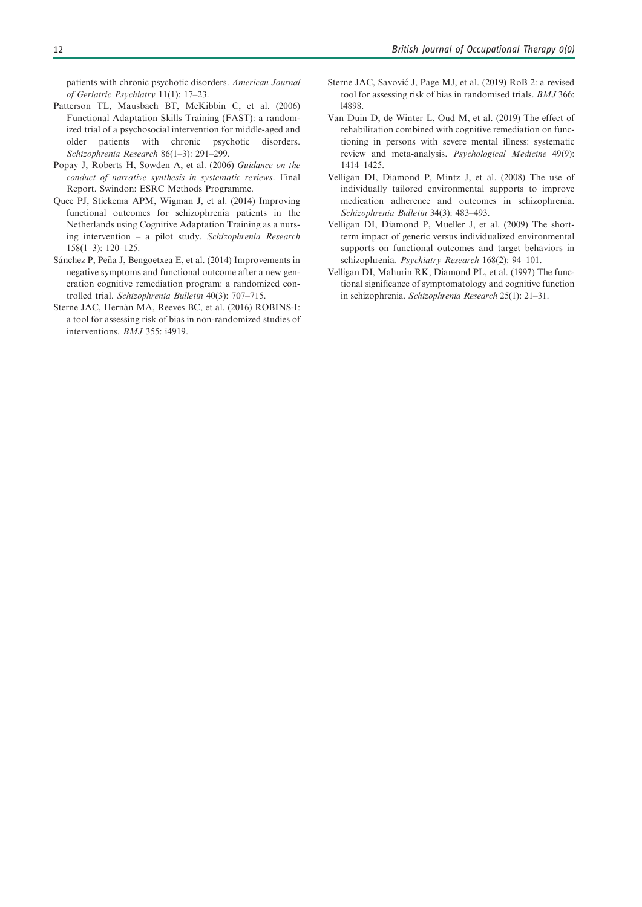patients with chronic psychotic disorders. *American Journal of Geriatric Psychiatry* 11(1): 17–23.

Patterson TL, Mausbach BT, McKibbin C, et al. (2006) Functional Adaptation Skills Training (FAST): a randomized trial of a psychosocial intervention for middle-aged and older patients with chronic psychotic disorders. *Schizophrenia Research* 86(1–3): 291–299.

Popay J, Roberts H, Sowden A, et al. (2006) *Guidance on the conduct of narrative synthesis in systematic reviews*. Final Report. Swindon: ESRC Methods Programme.

Quee PJ, Stiekema APM, Wigman J, et al. (2014) Improving functional outcomes for schizophrenia patients in the Netherlands using Cognitive Adaptation Training as a nursing intervention – a pilot study. *Schizophrenia Research* 158(1–3): 120–125.

Sánchez P, Peña J, Bengoetxea E, et al. (2014) Improvements in negative symptoms and functional outcome after a new generation cognitive remediation program: a randomized controlled trial. *Schizophrenia Bulletin* 40(3): 707–715.

Sterne JAC, Hernán MA, Reeves BC, et al. (2016) ROBINS-I: a tool for assessing risk of bias in non-randomized studies of interventions. *BMJ* 355: i4919.

Sterne JAC, Savović J, Page MJ, et al. (2019) RoB 2: a revised tool for assessing risk of bias in randomised trials. *BMJ* 366: l4898.

Van Duin D, de Winter L, Oud M, et al. (2019) The effect of rehabilitation combined with cognitive remediation on functioning in persons with severe mental illness: systematic review and meta-analysis. *Psychological Medicine* 49(9): 1414–1425.

Velligan DI, Diamond P, Mintz J, et al. (2008) The use of individually tailored environmental supports to improve medication adherence and outcomes in schizophrenia. *Schizophrenia Bulletin* 34(3): 483–493.

Velligan DI, Diamond P, Mueller J, et al. (2009) The short-term impact of generic versus individualized environmental supports on functional outcomes and target behaviors in schizophrenia. *Psychiatry Research* 168(2): 94–101.

Velligan DI, Mahurin RK, Diamond PL, et al. (1997) The functional significance of symptomatology and cognitive function in schizophrenia. *Schizophrenia Research* 25(1): 21–31.